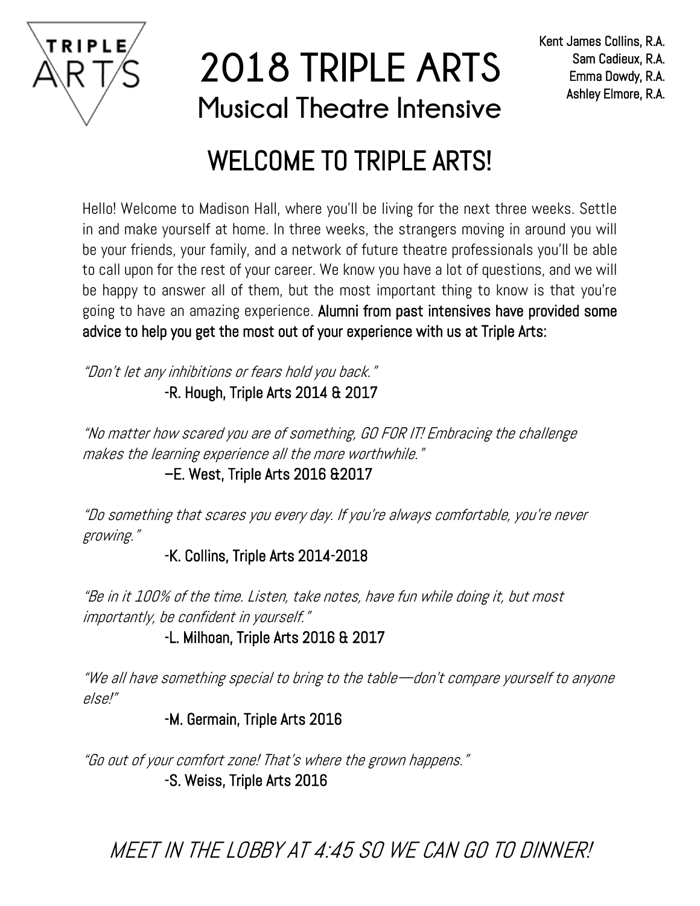# 2018 TRIPLE ARTS

## Musical Theatre Intensive

Kent James Collins, R.A.
Sam Cadieux, R.A.
Emma Dowdy, R.A.
Ashley Elmore, R.A.

## WELCOME TO TRIPLE ARTS!

Hello! Welcome to Madison Hall, where you'll be living for the next three weeks. Settle in and make yourself at home. In three weeks, the strangers moving in around you will be your friends, your family, and a network of future theatre professionals you'll be able to call upon for the rest of your career. We know you have a lot of questions, and we will be happy to answer all of them, but the most important thing to know is that you're going to have an amazing experience. **Alumni from past intensives have provided some advice to help you get the most out of your experience with us at Triple Arts:**

*"Don't let any inhibitions or fears hold you back."*

**-R. Hough, Triple Arts 2014 & 2017**

*"No matter how scared you are of something, GO FOR IT! Embracing the challenge makes the learning experience all the more worthwhile."*

**–E. West, Triple Arts 2016 &2017**

*"Do something that scares you every day. If you're always comfortable, you're never growing."*

**-K. Collins, Triple Arts 2014-2018**

*"Be in it 100% of the time. Listen, take notes, have fun while doing it, but most importantly, be confident in yourself."*

**-L. Milhoan, Triple Arts 2016 & 2017**

*"We all have something special to bring to the table—don't compare yourself to anyone else!"*

**-M. Germain, Triple Arts 2016**

*"Go out of your comfort zone! That's where the grown happens."*

**-S. Weiss, Triple Arts 2016**

*MEET IN THE LOBBY AT 4:45 SO WE CAN GO TO DINNER!*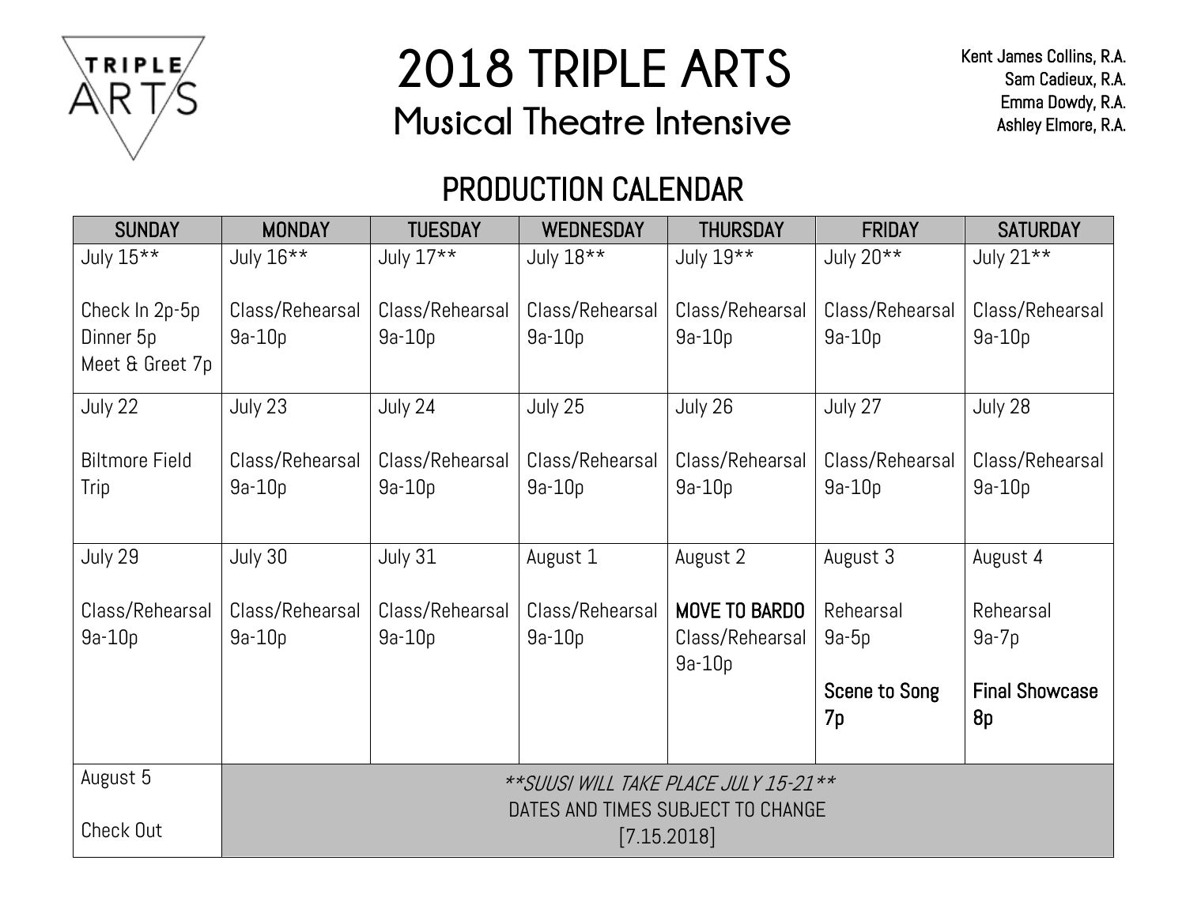# 2018 TRIPLE ARTS

## Musical Theatre Intensive

Kent James Collins, R.A.
Sam Cadieux, R.A.
Emma Dowdy, R.A.
Ashley Elmore, R.A.

## PRODUCTION CALENDAR

| SUNDAY | MONDAY | TUESDAY | WEDNESDAY | THURSDAY | FRIDAY | SATURDAY |
|---|---|---|---|---|---|---|
| July 15**<br><br>Check In 2p-5p<br>Dinner 5p<br>Meet & Greet 7p | July 16**<br><br>Class/Rehearsal<br>9a-10p | July 17**<br><br>Class/Rehearsal<br>9a-10p | July 18**<br><br>Class/Rehearsal<br>9a-10p | July 19**<br><br>Class/Rehearsal<br>9a-10p | July 20**<br><br>Class/Rehearsal<br>9a-10p | July 21**<br><br>Class/Rehearsal<br>9a-10p |
| July 22<br><br>Biltmore Field Trip | July 23<br><br>Class/Rehearsal<br>9a-10p | July 24<br><br>Class/Rehearsal<br>9a-10p | July 25<br><br>Class/Rehearsal<br>9a-10p | July 26<br><br>Class/Rehearsal<br>9a-10p | July 27<br><br>Class/Rehearsal<br>9a-10p | July 28<br><br>Class/Rehearsal<br>9a-10p |
| July 29<br><br>Class/Rehearsal<br>9a-10p | July 30<br><br>Class/Rehearsal<br>9a-10p | July 31<br><br>Class/Rehearsal<br>9a-10p | August 1<br><br>Class/Rehearsal<br>9a-10p | August 2<br><br>**MOVE TO BARDO**<br>Class/Rehearsal<br>9a-10p | August 3<br><br>Rehearsal<br>9a-5p<br><br>**Scene to Song 7p** | August 4<br><br>Rehearsal<br>9a-7p<br><br>**Final Showcase 8p** |
| August 5<br><br>Check Out | *\*\*SUUSI WILL TAKE PLACE JULY 15-21\*\**<br>DATES AND TIMES SUBJECT TO CHANGE<br>[7.15.2018] | | | | | |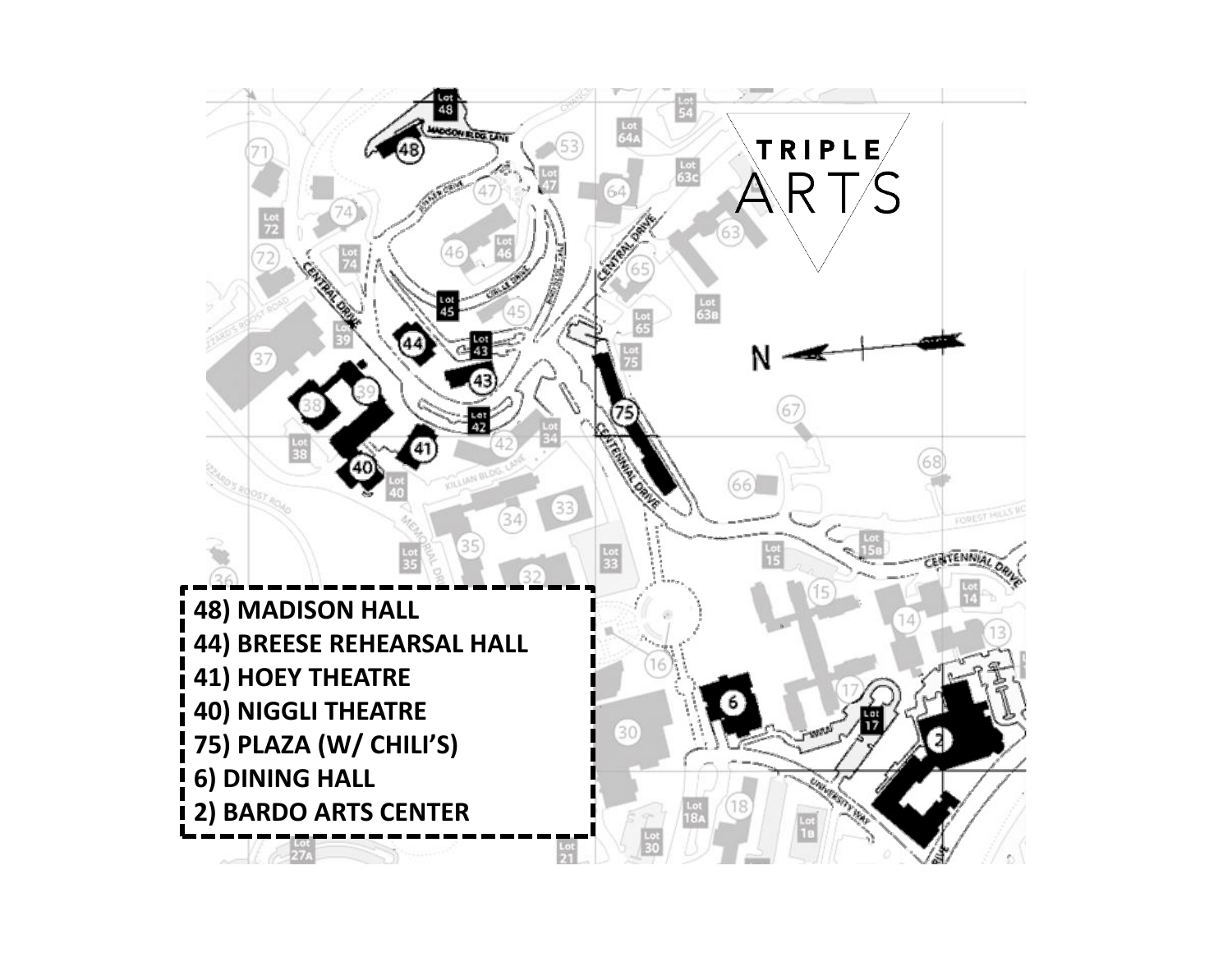TRIPLE ARTS

**48) MADISON HALL**
**44) BREESE REHEARSAL HALL**
**41) HOEY THEATRE**
**40) NIGGLI THEATRE**
**75) PLAZA (W/ CHILI'S)**
**6) DINING HALL**
**2) BARDO ARTS CENTER**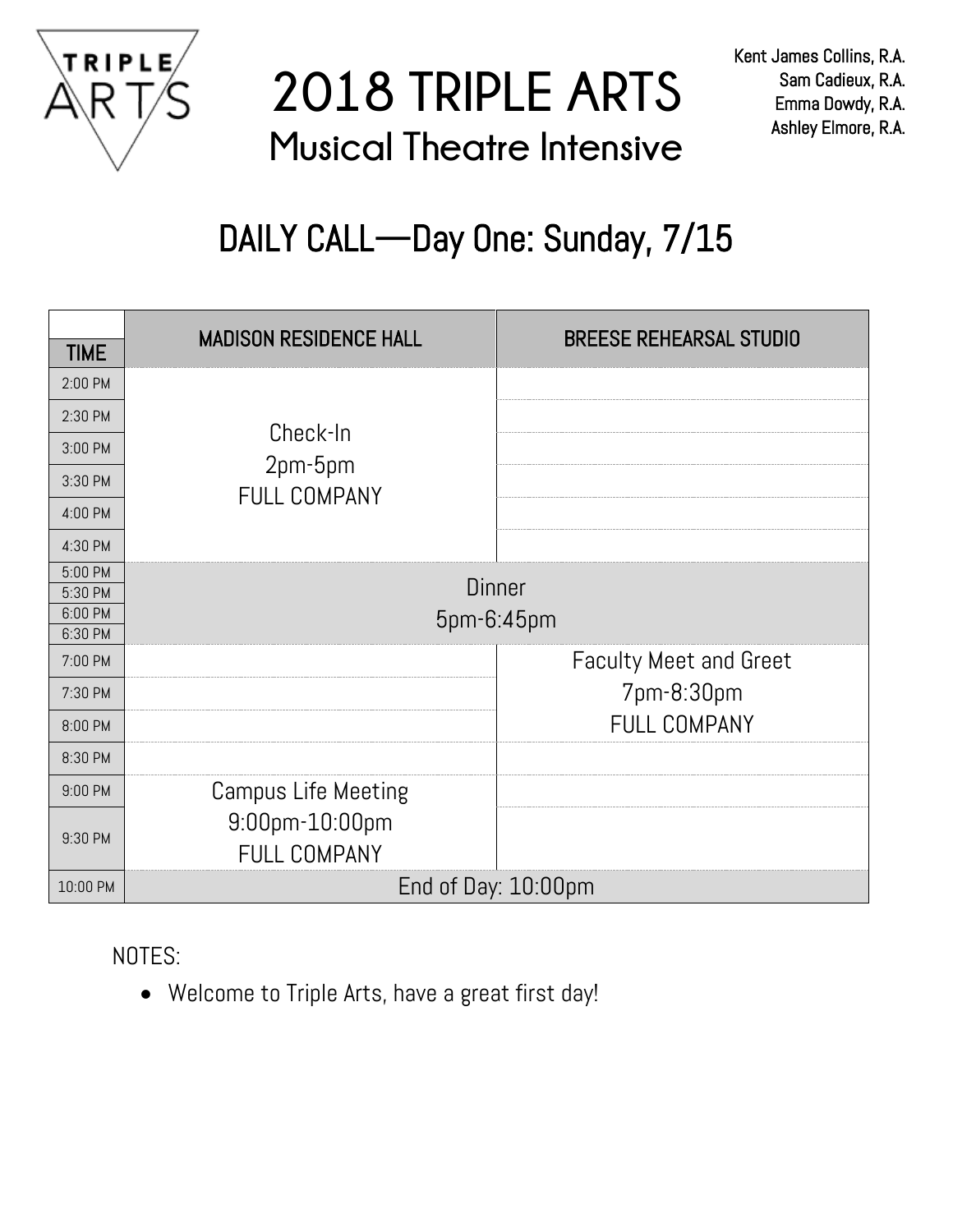TRIPLE ARTS

# 2018 TRIPLE ARTS

## Musical Theatre Intensive

Kent James Collins, R.A.
Sam Cadieux, R.A.
Emma Dowdy, R.A.
Ashley Elmore, R.A.

## DAILY CALL—Day One: Sunday, 7/15

| TIME | MADISON RESIDENCE HALL | BREESE REHEARSAL STUDIO |
|---|---|---|
| 2:00 PM | Check-In 2pm-5pm FULL COMPANY | |
| 2:30 PM | | |
| 3:00 PM | | |
| 3:30 PM | | |
| 4:00 PM | | |
| 4:30 PM | | |
| 5:00 PM | Dinner 5pm-6:45pm | |
| 5:30 PM | | |
| 6:00 PM | | |
| 6:30 PM | | |
| 7:00 PM | | Faculty Meet and Greet 7pm-8:30pm FULL COMPANY |
| 7:30 PM | | |
| 8:00 PM | | |
| 8:30 PM | | |
| 9:00 PM | Campus Life Meeting 9:00pm-10:00pm FULL COMPANY | |
| 9:30 PM | | |
| 10:00 PM | End of Day: 10:00pm | |

NOTES:

- Welcome to Triple Arts, have a great first day!